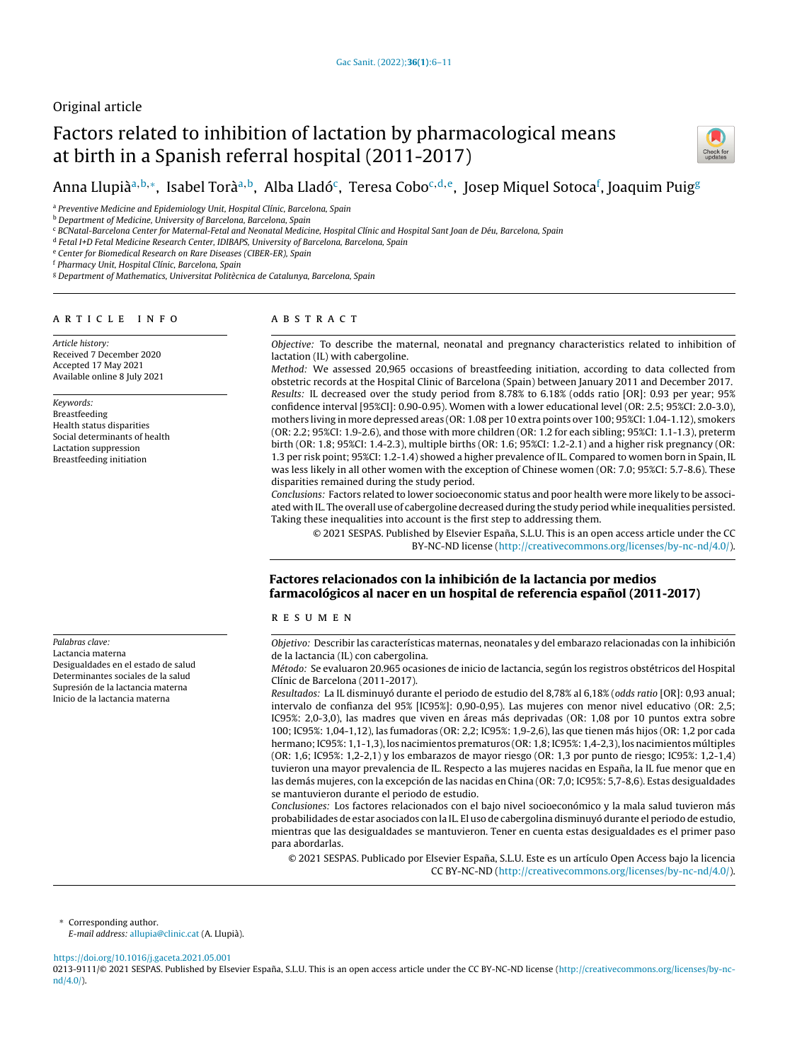Original article

# Factors related to inhibition of lactation by pharmacological means at birth in a Spanish referral hospital (2011-2017)

Anna Llupià[a,b,*], Isabel Torà[a,b], Alba Lladó[c], Teresa Cobo[c,d,e], Josep Miquel Sotoca[f], Joaquim Puig[g]

[a] Preventive Medicine and Epidemiology Unit, Hospital Clínic, Barcelona, Spain
[b] Department of Medicine, University of Barcelona, Barcelona, Spain
[c] BCNatal-Barcelona Center for Maternal-Fetal and Neonatal Medicine, Hospital Clínic and Hospital Sant Joan de Déu, Barcelona, Spain
[d] Fetal I+D Fetal Medicine Research Center, IDIBAPS, University of Barcelona, Barcelona, Spain
[e] Center for Biomedical Research on Rare Diseases (CIBER-ER), Spain
[f] Pharmacy Unit, Hospital Clínic, Barcelona, Spain
[g] Department of Mathematics, Universitat Politècnica de Catalunya, Barcelona, Spain

## ARTICLE INFO

*Article history:*
Received 7 December 2020
Accepted 17 May 2021
Available online 8 July 2021

*Keywords:*
Breastfeeding
Health status disparities
Social determinants of health
Lactation suppression
Breastfeeding initiation

## ABSTRACT

*Objective:* To describe the maternal, neonatal and pregnancy characteristics related to inhibition of lactation (IL) with cabergoline.

*Method:* We assessed 20,965 occasions of breastfeeding initiation, according to data collected from obstetric records at the Hospital Clinic of Barcelona (Spain) between January 2011 and December 2017.

*Results:* IL decreased over the study period from 8.78% to 6.18% (odds ratio [OR]: 0.93 per year; 95% confidence interval [95%CI]: 0.90-0.95). Women with a lower educational level (OR: 2.5; 95%CI: 2.0-3.0), mothers living in more depressed areas (OR: 1.08 per 10 extra points over 100; 95%CI: 1.04-1.12), smokers (OR: 2.2; 95%CI: 1.9-2.6), and those with more children (OR: 1.2 for each sibling; 95%CI: 1.1-1.3), preterm birth (OR: 1.8; 95%CI: 1.4-2.3), multiple births (OR: 1.6; 95%CI: 1.2-2.1) and a higher risk pregnancy (OR: 1.3 per risk point; 95%CI: 1.2-1.4) showed a higher prevalence of IL. Compared to women born in Spain, IL was less likely in all other women with the exception of Chinese women (OR: 7.0; 95%CI: 5.7-8.6). These disparities remained during the study period.

*Conclusions:* Factors related to lower socioeconomic status and poor health were more likely to be associated with IL. The overall use of cabergoline decreased during the study period while inequalities persisted. Taking these inequalities into account is the first step to addressing them.

© 2021 SESPAS. Published by Elsevier España, S.L.U. This is an open access article under the CC BY-NC-ND license (http://creativecommons.org/licenses/by-nc-nd/4.0/).

## Factores relacionados con la inhibición de la lactancia por medios farmacológicos al nacer en un hospital de referencia español (2011-2017)

*Palabras clave:*
Lactancia materna
Desigualdades en el estado de salud
Determinantes sociales de la salud
Supresión de la lactancia materna
Inicio de la lactancia materna

## RESUMEN

*Objetivo:* Describir las características maternas, neonatales y del embarazo relacionadas con la inhibición de la lactancia (IL) con cabergolina.

*Método:* Se evaluaron 20.965 ocasiones de inicio de lactancia, según los registros obstétricos del Hospital Clínic de Barcelona (2011-2017).

*Resultados:* La IL disminuyó durante el periodo de estudio del 8,78% al 6,18% (*odds ratio* [OR]: 0,93 anual; intervalo de confianza del 95% [IC95%]: 0,90-0,95). Las mujeres con menor nivel educativo (OR: 2,5; IC95%: 2,0-3,0), las madres que viven en áreas más deprivadas (OR: 1,08 por 10 puntos extra sobre 100; IC95%: 1,04-1,12), las fumadoras (OR: 2,2; IC95%: 1,9-2,6), las que tienen más hijos (OR: 1,2 por cada hermano; IC95%: 1,1-1,3), los nacimientos prematuros (OR: 1,8; IC95%: 1,4-2,3), los nacimientos múltiples (OR: 1,6; IC95%: 1,2-2,1) y los embarazos de mayor riesgo (OR: 1,3 por punto de riesgo; IC95%: 1,2-1,4) tuvieron una mayor prevalencia de IL. Respecto a las mujeres nacidas en España, la IL fue menor que en las demás mujeres, con la excepción de las nacidas en China (OR: 7,0; IC95%: 5,7-8,6). Estas desigualdades se mantuvieron durante el periodo de estudio.

*Conclusiones:* Los factores relacionados con el bajo nivel socioeconómico y la mala salud tuvieron más probabilidades de estar asociados con la IL. El uso de cabergolina disminuyó durante el periodo de estudio, mientras que las desigualdades se mantuvieron. Tener en cuenta estas desigualdades es el primer paso para abordarlas.

© 2021 SESPAS. Publicado por Elsevier España, S.L.U. Este es un artículo Open Access bajo la licencia CC BY-NC-ND (http://creativecommons.org/licenses/by-nc-nd/4.0/).

\* Corresponding author.
*E-mail address:* allupia@clinic.cat (A. Llupià).

https://doi.org/10.1016/j.gaceta.2021.05.001
0213-9111/© 2021 SESPAS. Published by Elsevier España, S.L.U. This is an open access article under the CC BY-NC-ND license (http://creativecommons.org/licenses/by-nc-nd/4.0/).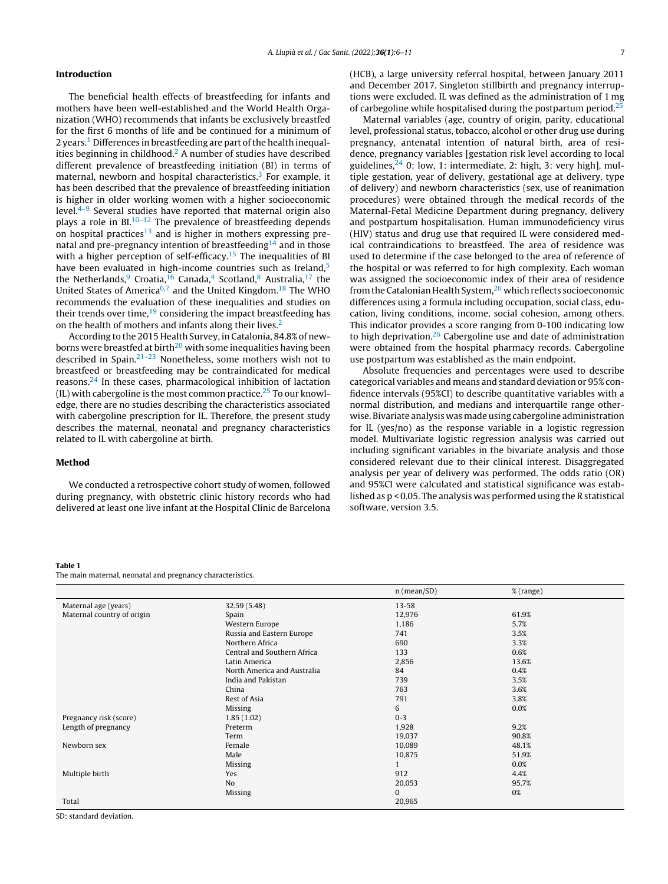## Introduction

The beneficial health effects of breastfeeding for infants and mothers have been well-established and the World Health Organization (WHO) recommends that infants be exclusively breastfed for the first 6 months of life and be continued for a minimum of 2 years.[1] Differences in breastfeeding are part of the health inequalities beginning in childhood.[2] A number of studies have described different prevalence of breastfeeding initiation (BI) in terms of maternal, newborn and hospital characteristics.[3] For example, it has been described that the prevalence of breastfeeding initiation is higher in older working women with a higher socioeconomic level.[4–9] Several studies have reported that maternal origin also plays a role in BI.[10–12] The prevalence of breastfeeding depends on hospital practices[13] and is higher in mothers expressing prenatal and pre-pregnancy intention of breastfeeding[14] and in those with a higher perception of self-efficacy.[15] The inequalities of BI have been evaluated in high-income countries such as Ireland,[5] the Netherlands,[9] Croatia,[16] Canada,[4] Scotland,[8] Australia,[17] the United States of America[6,7] and the United Kingdom.[18] The WHO recommends the evaluation of these inequalities and studies on their trends over time,[19] considering the impact breastfeeding has on the health of mothers and infants along their lives.[2]

According to the 2015 Health Survey, in Catalonia, 84.8% of newborns were breastfed at birth[20] with some inequalities having been described in Spain.[21–23] Nonetheless, some mothers wish not to breastfeed or breastfeeding may be contraindicated for medical reasons.[24] In these cases, pharmacological inhibition of lactation (IL) with cabergoline is the most common practice.[25] To our knowledge, there are no studies describing the characteristics associated with cabergoline prescription for IL. Therefore, the present study describes the maternal, neonatal and pregnancy characteristics related to IL with cabergoline at birth.

## Method

We conducted a retrospective cohort study of women, followed during pregnancy, with obstetric clinic history records who had delivered at least one live infant at the Hospital Clínic de Barcelona (HCB), a large university referral hospital, between January 2011 and December 2017. Singleton stillbirth and pregnancy interruptions were excluded. IL was defined as the administration of 1 mg of carbegoline while hospitalised during the postpartum period.[25]

Maternal variables (age, country of origin, parity, educational level, professional status, tobacco, alcohol or other drug use during pregnancy, antenatal intention of natural birth, area of residence, pregnancy variables [gestation risk level according to local guidelines,[24] 0: low, 1: intermediate, 2: high, 3: very high], multiple gestation, year of delivery, gestational age at delivery, type of delivery) and newborn characteristics (sex, use of reanimation procedures) were obtained through the medical records of the Maternal-Fetal Medicine Department during pregnancy, delivery and postpartum hospitalisation. Human immunodeficiency virus (HIV) status and drug use that required IL were considered medical contraindications to breastfeed. The area of residence was used to determine if the case belonged to the area of reference of the hospital or was referred to for high complexity. Each woman was assigned the socioeconomic index of their area of residence from the Catalonian Health System,[26] which reflects socioeconomic differences using a formula including occupation, social class, education, living conditions, income, social cohesion, among others. This indicator provides a score ranging from 0-100 indicating low to high deprivation.[26] Cabergoline use and date of administration were obtained from the hospital pharmacy records. Cabergoline use postpartum was established as the main endpoint.

Absolute frequencies and percentages were used to describe categorical variables and means and standard deviation or 95% confidence intervals (95%CI) to describe quantitative variables with a normal distribution, and medians and interquartile range otherwise. Bivariate analysis was made using cabergoline administration for IL (yes/no) as the response variable in a logistic regression model. Multivariate logistic regression analysis was carried out including significant variables in the bivariate analysis and those considered relevant due to their clinical interest. Disaggregated analysis per year of delivery was performed. The odds ratio (OR) and 95%CI were calculated and statistical significance was established as $p < 0.05$. The analysis was performed using the R statistical software, version 3.5.

**Table 1**
The main maternal, neonatal and pregnancy characteristics.

| | | n (mean/SD) | % (range) |
|---|---|---|---|
| Maternal age (years) | 32.59 (5.48) | 13-58 | |
| Maternal country of origin | Spain | 12,976 | 61.9% |
| | Western Europe | 1,186 | 5.7% |
| | Russia and Eastern Europe | 741 | 3.5% |
| | Northern Africa | 690 | 3.3% |
| | Central and Southern Africa | 133 | 0.6% |
| | Latin America | 2,856 | 13.6% |
| | North America and Australia | 84 | 0.4% |
| | India and Pakistan | 739 | 3.5% |
| | China | 763 | 3.6% |
| | Rest of Asia | 791 | 3.8% |
| | Missing | 6 | 0.0% |
| Pregnancy risk (score) | 1.85 (1.02) | 0-3 | |
| Length of pregnancy | Preterm | 1,928 | 9.2% |
| | Term | 19,037 | 90.8% |
| Newborn sex | Female | 10,089 | 48.1% |
| | Male | 10,875 | 51.9% |
| | Missing | 1 | 0.0% |
| Multiple birth | Yes | 912 | 4.4% |
| | No | 20,053 | 95.7% |
| | Missing | 0 | 0% |
| Total | | 20,965 | |

SD: standard deviation.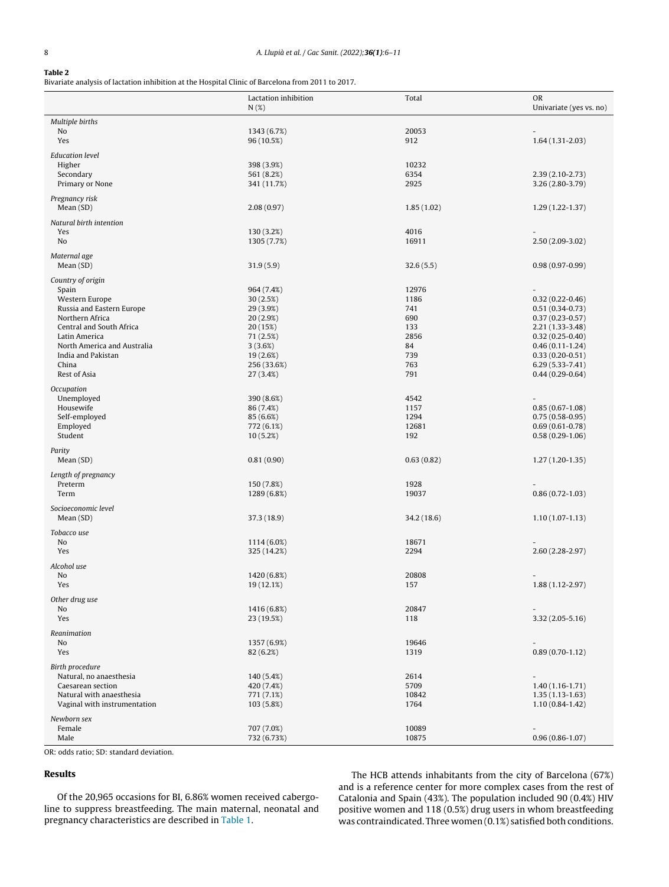**Table 2**
Bivariate analysis of lactation inhibition at the Hospital Clinic of Barcelona from 2011 to 2017.

| | Lactation inhibition N (%) | Total | OR Univariate (yes vs. no) |
|---|---|---|---|
| *Multiple births* | | | |
| No | 1343 (6.7%) | 20053 | - |
| Yes | 96 (10.5%) | 912 | 1.64 (1.31-2.03) |
| *Education level* | | | |
| Higher | 398 (3.9%) | 10232 | |
| Secondary | 561 (8.2%) | 6354 | 2.39 (2.10-2.73) |
| Primary or None | 341 (11.7%) | 2925 | 3.26 (2.80-3.79) |
| *Pregnancy risk* | | | |
| Mean (SD) | 2.08 (0.97) | 1.85 (1.02) | 1.29 (1.22-1.37) |
| *Natural birth intention* | | | |
| Yes | 130 (3.2%) | 4016 | - |
| No | 1305 (7.7%) | 16911 | 2.50 (2.09-3.02) |
| *Maternal age* | | | |
| Mean (SD) | 31.9 (5.9) | 32.6 (5.5) | 0.98 (0.97-0.99) |
| *Country of origin* | | | |
| Spain | 964 (7.4%) | 12976 | - |
| Western Europe | 30 (2.5%) | 1186 | 0.32 (0.22-0.46) |
| Russia and Eastern Europe | 29 (3.9%) | 741 | 0.51 (0.34-0.73) |
| Northern Africa | 20 (2.9%) | 690 | 0.37 (0.23-0.57) |
| Central and South Africa | 20 (15%) | 133 | 2.21 (1.33-3.48) |
| Latin America | 71 (2.5%) | 2856 | 0.32 (0.25-0.40) |
| North America and Australia | 3 (3.6%) | 84 | 0.46 (0.11-1.24) |
| India and Pakistan | 19 (2.6%) | 739 | 0.33 (0.20-0.51) |
| China | 256 (33.6%) | 763 | 6.29 (5.33-7.41) |
| Rest of Asia | 27 (3.4%) | 791 | 0.44 (0.29-0.64) |
| *Occupation* | | | |
| Unemployed | 390 (8.6%) | 4542 | - |
| Housewife | 86 (7.4%) | 1157 | 0.85 (0.67-1.08) |
| Self-employed | 85 (6.6%) | 1294 | 0.75 (0.58-0.95) |
| Employed | 772 (6.1%) | 12681 | 0.69 (0.61-0.78) |
| Student | 10 (5.2%) | 192 | 0.58 (0.29-1.06) |
| *Parity* | | | |
| Mean (SD) | 0.81 (0.90) | 0.63 (0.82) | 1.27 (1.20-1.35) |
| *Length of pregnancy* | | | |
| Preterm | 150 (7.8%) | 1928 | - |
| Term | 1289 (6.8%) | 19037 | 0.86 (0.72-1.03) |
| *Socioeconomic level* | | | |
| Mean (SD) | 37.3 (18.9) | 34.2 (18.6) | 1.10 (1.07-1.13) |
| *Tobacco use* | | | |
| No | 1114 (6.0%) | 18671 | - |
| Yes | 325 (14.2%) | 2294 | 2.60 (2.28-2.97) |
| *Alcohol use* | | | |
| No | 1420 (6.8%) | 20808 | - |
| Yes | 19 (12.1%) | 157 | 1.88 (1.12-2.97) |
| *Other drug use* | | | |
| No | 1416 (6.8%) | 20847 | - |
| Yes | 23 (19.5%) | 118 | 3.32 (2.05-5.16) |
| *Reanimation* | | | |
| No | 1357 (6.9%) | 19646 | - |
| Yes | 82 (6.2%) | 1319 | 0.89 (0.70-1.12) |
| *Birth procedure* | | | |
| Natural, no anaesthesia | 140 (5.4%) | 2614 | - |
| Caesarean section | 420 (7.4%) | 5709 | 1.40 (1.16-1.71) |
| Natural with anaesthesia | 771 (7.1%) | 10842 | 1.35 (1.13-1.63) |
| Vaginal with instrumentation | 103 (5.8%) | 1764 | 1.10 (0.84-1.42) |
| *Newborn sex* | | | |
| Female | 707 (7.0%) | 10089 | - |
| Male | 732 (6.73%) | 10875 | 0.96 (0.86-1.07) |

OR: odds ratio; SD: standard deviation.

## Results

Of the 20,965 occasions for BI, 6.86% women received cabergoline to suppress breastfeeding. The main maternal, neonatal and pregnancy characteristics are described in Table 1.

The HCB attends inhabitants from the city of Barcelona (67%) and is a reference center for more complex cases from the rest of Catalonia and Spain (43%). The population included 90 (0.4%) HIV positive women and 118 (0.5%) drug users in whom breastfeeding was contraindicated. Three women (0.1%) satisfied both conditions.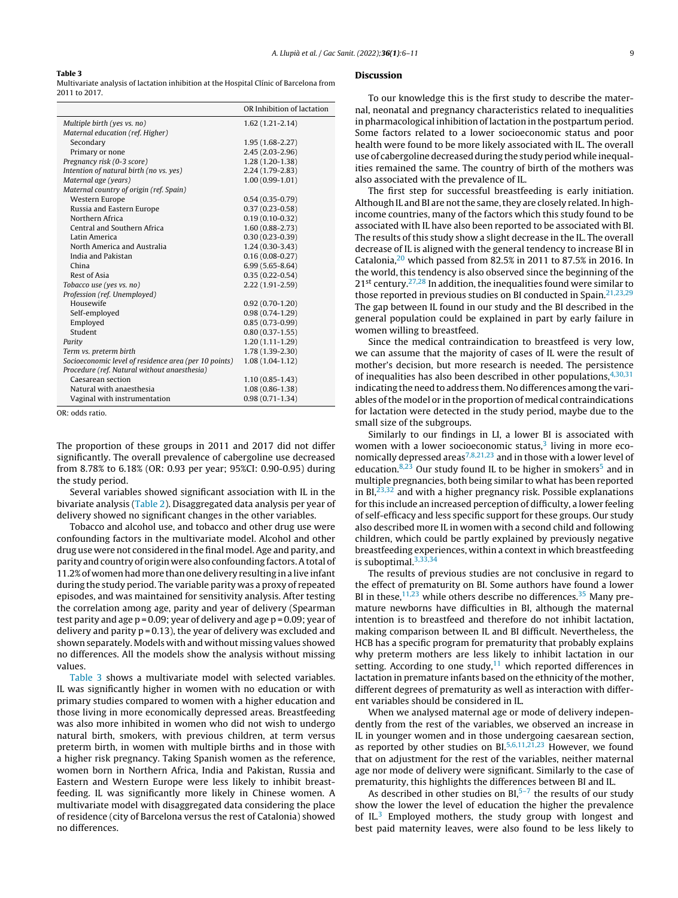**Table 3**
Multivariate analysis of lactation inhibition at the Hospital Clínic of Barcelona from 2011 to 2017.

| | OR Inhibition of lactation |
|---|---|
| *Multiple birth (yes vs. no)* | 1.62 (1.21-2.14) |
| *Maternal education (ref. Higher)* | |
| Secondary | 1.95 (1.68-2.27) |
| Primary or none | 2.45 (2.03-2.96) |
| *Pregnancy risk (0-3 score)* | 1.28 (1.20-1.38) |
| *Intention of natural birth (no vs. yes)* | 2.24 (1.79-2.83) |
| *Maternal age (years)* | 1.00 (0.99-1.01) |
| *Maternal country of origin (ref. Spain)* | |
| Western Europe | 0.54 (0.35-0.79) |
| Russia and Eastern Europe | 0.37 (0.23-0.58) |
| Northern Africa | 0.19 (0.10-0.32) |
| Central and Southern Africa | 1.60 (0.88-2.73) |
| Latin America | 0.30 (0.23-0.39) |
| North America and Australia | 1.24 (0.30-3.43) |
| India and Pakistan | 0.16 (0.08-0.27) |
| China | 6.99 (5.65-8.64) |
| Rest of Asia | 0.35 (0.22-0.54) |
| *Tobacco use (yes vs. no)* | 2.22 (1.91-2.59) |
| *Profession (ref. Unemployed)* | |
| Housewife | 0.92 (0.70-1.20) |
| Self-employed | 0.98 (0.74-1.29) |
| Employed | 0.85 (0.73-0.99) |
| Student | 0.80 (0.37-1.55) |
| *Parity* | 1.20 (1.11-1.29) |
| *Term vs. preterm birth* | 1.78 (1.39-2.30) |
| *Socioeconomic level of residence area (per 10 points)* | 1.08 (1.04-1.12) |
| *Procedure (ref. Natural without anaesthesia)* | |
| Caesarean section | 1.10 (0.85-1.43) |
| Natural with anaesthesia | 1.08 (0.86-1.38) |
| Vaginal with instrumentation | 0.98 (0.71-1.34) |

OR: odds ratio.

The proportion of these groups in 2011 and 2017 did not differ significantly. The overall prevalence of cabergoline use decreased from 8.78% to 6.18% (OR: 0.93 per year; 95%CI: 0.90-0.95) during the study period.

Several variables showed significant association with IL in the bivariate analysis (Table 2). Disaggregated data analysis per year of delivery showed no significant changes in the other variables.

Tobacco and alcohol use, and tobacco and other drug use were confounding factors in the multivariate model. Alcohol and other drug use were not considered in the final model. Age and parity, and parity and country of origin were also confounding factors. A total of 11.2% of women had more than one delivery resulting in a live infant during the study period. The variable parity was a proxy of repeated episodes, and was maintained for sensitivity analysis. After testing the correlation among age, parity and year of delivery (Spearman test parity and age $p = 0.09$; year of delivery and age $p = 0.09$; year of delivery and parity $p = 0.13$), the year of delivery was excluded and shown separately. Models with and without missing values showed no differences. All the models show the analysis without missing values.

Table 3 shows a multivariate model with selected variables. IL was significantly higher in women with no education or with primary studies compared to women with a higher education and those living in more economically depressed areas. Breastfeeding was also more inhibited in women who did not wish to undergo natural birth, smokers, with previous children, at term versus preterm birth, in women with multiple births and in those with a higher risk pregnancy. Taking Spanish women as the reference, women born in Northern Africa, India and Pakistan, Russia and Eastern and Western Europe were less likely to inhibit breastfeeding. IL was significantly more likely in Chinese women. A multivariate model with disaggregated data considering the place of residence (city of Barcelona versus the rest of Catalonia) showed no differences.

## Discussion

To our knowledge this is the first study to describe the maternal, neonatal and pregnancy characteristics related to inequalities in pharmacological inhibition of lactation in the postpartum period. Some factors related to a lower socioeconomic status and poor health were found to be more likely associated with IL. The overall use of cabergoline decreased during the study period while inequalities remained the same. The country of birth of the mothers was also associated with the prevalence of IL.

The first step for successful breastfeeding is early initiation. Although IL and BI are not the same, they are closely related. In high-income countries, many of the factors which this study found to be associated with IL have also been reported to be associated with BI. The results of this study show a slight decrease in the IL. The overall decrease of IL is aligned with the general tendency to increase BI in Catalonia,[20] which passed from 82.5% in 2011 to 87.5% in 2016. In the world, this tendency is also observed since the beginning of the 21st century.[27,28] In addition, the inequalities found were similar to those reported in previous studies on BI conducted in Spain.[21,23,29] The gap between IL found in our study and the BI described in the general population could be explained in part by early failure in women willing to breastfeed.

Since the medical contraindication to breastfeed is very low, we can assume that the majority of cases of IL were the result of mother's decision, but more research is needed. The persistence of inequalities has also been described in other populations,[4,30,31] indicating the need to address them. No differences among the variables of the model or in the proportion of medical contraindications for lactation were detected in the study period, maybe due to the small size of the subgroups.

Similarly to our findings in LI, a lower BI is associated with women with a lower socioeconomic status,[3] living in more economically depressed areas[7,8,21,23] and in those with a lower level of education.[8,23] Our study found IL to be higher in smokers[5] and in multiple pregnancies, both being similar to what has been reported in BI,[23,32] and with a higher pregnancy risk. Possible explanations for this include an increased perception of difficulty, a lower feeling of self-efficacy and less specific support for these groups. Our study also described more IL in women with a second child and following children, which could be partly explained by previously negative breastfeeding experiences, within a context in which breastfeeding is suboptimal.[3,33,34]

The results of previous studies are not conclusive in regard to the effect of prematurity on BI. Some authors have found a lower BI in these,[11,23] while others describe no differences.[35] Many premature newborns have difficulties in BI, although the maternal intention is to breastfeed and therefore do not inhibit lactation, making comparison between IL and BI difficult. Nevertheless, the HCB has a specific program for prematurity that probably explains why preterm mothers are less likely to inhibit lactation in our setting. According to one study,[11] which reported differences in lactation in premature infants based on the ethnicity of the mother, different degrees of prematurity as well as interaction with different variables should be considered in IL.

When we analysed maternal age or mode of delivery independently from the rest of the variables, we observed an increase in IL in younger women and in those undergoing caesarean section, as reported by other studies on BI.[5,6,11,21,23] However, we found that on adjustment for the rest of the variables, neither maternal age nor mode of delivery were significant. Similarly to the case of prematurity, this highlights the differences between BI and IL.

As described in other studies on BI,[5–7] the results of our study show the lower the level of education the higher the prevalence of IL.[3] Employed mothers, the study group with longest and best paid maternity leaves, were also found to be less likely to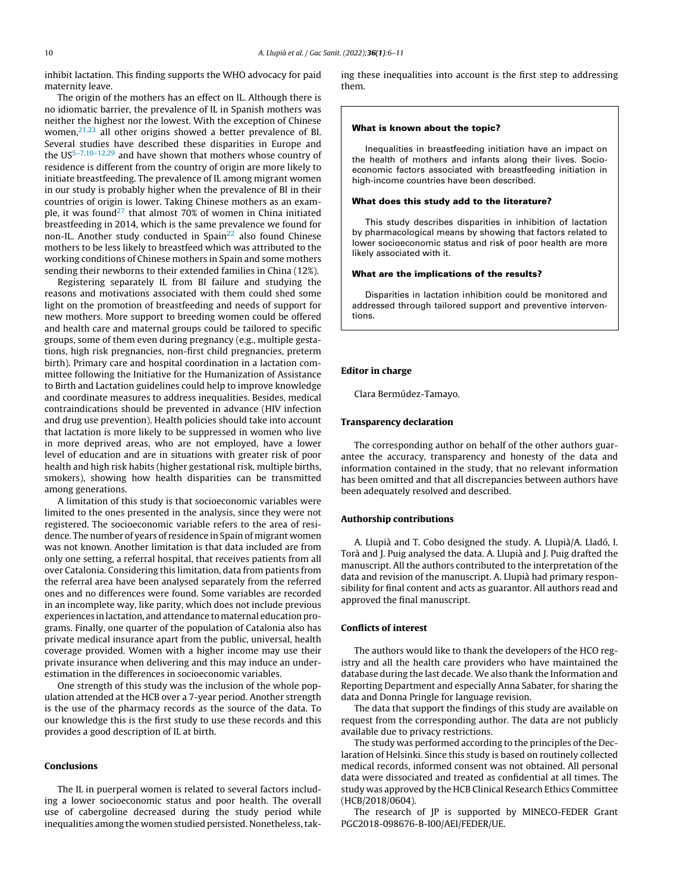inhibit lactation. This finding supports the WHO advocacy for paid maternity leave.

The origin of the mothers has an effect on IL. Although there is no idiomatic barrier, the prevalence of IL in Spanish mothers was neither the highest nor the lowest. With the exception of Chinese women,[21,23] all other origins showed a better prevalence of BI. Several studies have described these disparities in Europe and the US[5–7,10–12,29] and have shown that mothers whose country of residence is different from the country of origin are more likely to initiate breastfeeding. The prevalence of IL among migrant women in our study is probably higher when the prevalence of BI in their countries of origin is lower. Taking Chinese mothers as an example, it was found[27] that almost 70% of women in China initiated breastfeeding in 2014, which is the same prevalence we found for non-IL. Another study conducted in Spain[22] also found Chinese mothers to be less likely to breastfeed which was attributed to the working conditions of Chinese mothers in Spain and some mothers sending their newborns to their extended families in China (12%).

Registering separately IL from BI failure and studying the reasons and motivations associated with them could shed some light on the promotion of breastfeeding and needs of support for new mothers. More support to breeding women could be offered and health care and maternal groups could be tailored to specific groups, some of them even during pregnancy (e.g., multiple gestations, high risk pregnancies, non-first child pregnancies, preterm birth). Primary care and hospital coordination in a lactation committee following the Initiative for the Humanization of Assistance to Birth and Lactation guidelines could help to improve knowledge and coordinate measures to address inequalities. Besides, medical contraindications should be prevented in advance (HIV infection and drug use prevention). Health policies should take into account that lactation is more likely to be suppressed in women who live in more deprived areas, who are not employed, have a lower level of education and are in situations with greater risk of poor health and high risk habits (higher gestational risk, multiple births, smokers), showing how health disparities can be transmitted among generations.

A limitation of this study is that socioeconomic variables were limited to the ones presented in the analysis, since they were not registered. The socioeconomic variable refers to the area of residence. The number of years of residence in Spain of migrant women was not known. Another limitation is that data included are from only one setting, a referral hospital, that receives patients from all over Catalonia. Considering this limitation, data from patients from the referral area have been analysed separately from the referred ones and no differences were found. Some variables are recorded in an incomplete way, like parity, which does not include previous experiences in lactation, and attendance to maternal education programs. Finally, one quarter of the population of Catalonia also has private medical insurance apart from the public, universal, health coverage provided. Women with a higher income may use their private insurance when delivering and this may induce an underestimation in the differences in socioeconomic variables.

One strength of this study was the inclusion of the whole population attended at the HCB over a 7-year period. Another strength is the use of the pharmacy records as the source of the data. To our knowledge this is the first study to use these records and this provides a good description of IL at birth.

## Conclusions

The IL in puerperal women is related to several factors including a lower socioeconomic status and poor health. The overall use of cabergoline decreased during the study period while inequalities among the women studied persisted. Nonetheless, taking these inequalities into account is the first step to addressing them.

> **What is known about the topic?**
>
> Inequalities in breastfeeding initiation have an impact on the health of mothers and infants along their lives. Socioeconomic factors associated with breastfeeding initiation in high-income countries have been described.
>
> **What does this study add to the literature?**
>
> This study describes disparities in inhibition of lactation by pharmacological means by showing that factors related to lower socioeconomic status and risk of poor health are more likely associated with it.
>
> **What are the implications of the results?**
>
> Disparities in lactation inhibition could be monitored and addressed through tailored support and preventive interventions.

## Editor in charge

Clara Bermúdez-Tamayo.

## Transparency declaration

The corresponding author on behalf of the other authors guarantee the accuracy, transparency and honesty of the data and information contained in the study, that no relevant information has been omitted and that all discrepancies between authors have been adequately resolved and described.

## Authorship contributions

A. Llupià and T. Cobo designed the study. A. Llupià/A. Lladó, I. Torà and J. Puig analysed the data. A. Llupià and J. Puig drafted the manuscript. All the authors contributed to the interpretation of the data and revision of the manuscript. A. Llupià had primary responsibility for final content and acts as guarantor. All authors read and approved the final manuscript.

## Conflicts of interest

The authors would like to thank the developers of the HCO registry and all the health care providers who have maintained the database during the last decade. We also thank the Information and Reporting Department and especially Anna Sabater, for sharing the data and Donna Pringle for language revision.

The data that support the findings of this study are available on request from the corresponding author. The data are not publicly available due to privacy restrictions.

The study was performed according to the principles of the Declaration of Helsinki. Since this study is based on routinely collected medical records, informed consent was not obtained. All personal data were dissociated and treated as confidential at all times. The study was approved by the HCB Clinical Research Ethics Committee (HCB/2018/0604).

The research of JP is supported by MINECO-FEDER Grant PGC2018-098676-B-I00/AEI/FEDER/UE.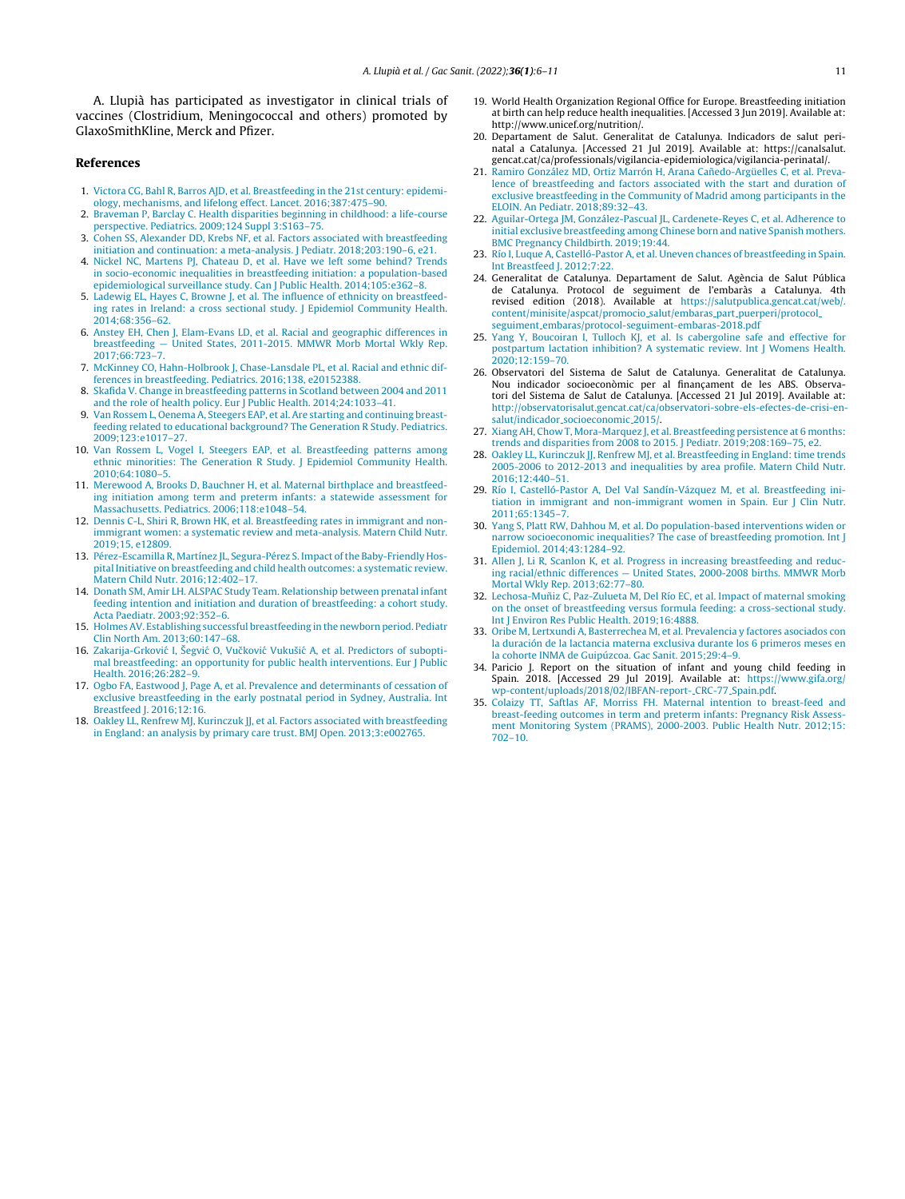A. Llupià has participated as investigator in clinical trials of vaccines (Clostridium, Meningococcal and others) promoted by GlaxoSmithKline, Merck and Pfizer.

## References

1. Victora CG, Bahl R, Barros AJD, et al. Breastfeeding in the 21st century: epidemiology, mechanisms, and lifelong effect. Lancet. 2016;387:475–90.
2. Braveman P, Barclay C. Health disparities beginning in childhood: a life-course perspective. Pediatrics. 2009;124 Suppl 3:S163–75.
3. Cohen SS, Alexander DD, Krebs NF, et al. Factors associated with breastfeeding initiation and continuation: a meta-analysis. J Pediatr. 2018;203:190–6, e21.
4. Nickel NC, Martens PJ, Chateau D, et al. Have we left some behind? Trends in socio-economic inequalities in breastfeeding initiation: a population-based epidemiological surveillance study. Can J Public Health. 2014;105:e362–8.
5. Ladewig EL, Hayes C, Browne J, et al. The influence of ethnicity on breastfeeding rates in Ireland: a cross sectional study. J Epidemiol Community Health. 2014;68:356–62.
6. Anstey EH, Chen J, Elam-Evans LD, et al. Racial and geographic differences in breastfeeding — United States, 2011-2015. MMWR Morb Mortal Wkly Rep. 2017;66:723–7.
7. McKinney CO, Hahn-Holbrook J, Chase-Lansdale PL, et al. Racial and ethnic differences in breastfeeding. Pediatrics. 2016;138, e20152388.
8. Skafida V. Change in breastfeeding patterns in Scotland between 2004 and 2011 and the role of health policy. Eur J Public Health. 2014;24:1033–41.
9. Van Rossem L, Oenema A, Steegers EAP, et al. Are starting and continuing breastfeeding related to educational background? The Generation R Study. Pediatrics. 2009;123:e1017–27.
10. Van Rossem L, Vogel I, Steegers EAP, et al. Breastfeeding patterns among ethnic minorities: The Generation R Study. J Epidemiol Community Health. 2010;64:1080–5.
11. Merewood A, Brooks D, Bauchner H, et al. Maternal birthplace and breastfeeding initiation among term and preterm infants: a statewide assessment for Massachusetts. Pediatrics. 2006;118:e1048–54.
12. Dennis C-L, Shiri R, Brown HK, et al. Breastfeeding rates in immigrant and non-immigrant women: a systematic review and meta-analysis. Matern Child Nutr. 2019;15, e12809.
13. Pérez-Escamilla R, Martínez JL, Segura-Pérez S. Impact of the Baby-Friendly Hospital Initiative on breastfeeding and child health outcomes: a systematic review. Matern Child Nutr. 2016;12:402–17.
14. Donath SM, Amir LH. ALSPAC Study Team. Relationship between prenatal infant feeding intention and initiation and duration of breastfeeding: a cohort study. Acta Paediatr. 2003;92:352–6.
15. Holmes AV. Establishing successful breastfeeding in the newborn period. Pediatr Clin North Am. 2013;60:147–68.
16. Zakarija-Grković I, Šegvić O, Vučković Vukušić A, et al. Predictors of suboptimal breastfeeding: an opportunity for public health interventions. Eur J Public Health. 2016;26:282–9.
17. Ogbo FA, Eastwood J, Page A, et al. Prevalence and determinants of cessation of exclusive breastfeeding in the early postnatal period in Sydney, Australia. Int Breastfeed J. 2016;12:16.
18. Oakley LL, Renfrew MJ, Kurinczuk JJ, et al. Factors associated with breastfeeding in England: an analysis by primary care trust. BMJ Open. 2013;3:e002765.
19. World Health Organization Regional Office for Europe. Breastfeeding initiation at birth can help reduce health inequalities. [Accessed 3 Jun 2019]. Available at: http://www.unicef.org/nutrition/.
20. Departament de Salut. Generalitat de Catalunya. Indicadors de salut perinatal a Catalunya. [Accessed 21 Jul 2019]. Available at: https://canalsalut.gencat.cat/ca/professionals/vigilancia-epidemiologica/vigilancia-perinatal/.
21. Ramiro González MD, Ortiz Marrón H, Arana Cañedo-Argüelles C, et al. Prevalence of breastfeeding and factors associated with the start and duration of exclusive breastfeeding in the Community of Madrid among participants in the ELOIN. An Pediatr. 2018;89:32–43.
22. Aguilar-Ortega JM, González-Pascual JL, Cardenete-Reyes C, et al. Adherence to initial exclusive breastfeeding among Chinese born and native Spanish mothers. BMC Pregnancy Childbirth. 2019;19:44.
23. Río I, Luque A, Castelló-Pastor A, et al. Uneven chances of breastfeeding in Spain. Int Breastfeed J. 2012;7:22.
24. Generalitat de Catalunya. Departament de Salut. Agència de Salut Pública de Catalunya. Protocol de seguiment de l'embaràs a Catalunya. 4th revised edition (2018). Available at https://salutpublica.gencat.cat/web/.content/minisite/aspcat/promocio_salut/embaras_part_puerperi/protocol_seguiment_embaras/protocol-seguiment-embaras-2018.pdf
25. Yang Y, Boucoiran I, Tulloch KJ, et al. Is cabergoline safe and effective for postpartum lactation inhibition? A systematic review. Int J Womens Health. 2020;12:159–70.
26. Observatori del Sistema de Salut de Catalunya. Generalitat de Catalunya. Nou indicador socioeconòmic per al finançament de les ABS. Observatori del Sistema de Salut de Catalunya. [Accessed 21 Jul 2019]. Available at: http://observatorisalut.gencat.cat/ca/observatori-sobre-els-efectes-de-crisi-en-salut/indicador_socioeconomic_2015/.
27. Xiang AH, Chow T, Mora-Marquez J, et al. Breastfeeding persistence at 6 months: trends and disparities from 2008 to 2015. J Pediatr. 2019;208:169–75, e2.
28. Oakley LL, Kurinczuk JJ, Renfrew MJ, et al. Breastfeeding in England: time trends 2005-2006 to 2012-2013 and inequalities by area profile. Matern Child Nutr. 2016;12:440–51.
29. Río I, Castelló-Pastor A, Del Val Sandín-Vázquez M, et al. Breastfeeding initiation in immigrant and non-immigrant women in Spain. Eur J Clin Nutr. 2011;65:1345–7.
30. Yang S, Platt RW, Dahhou M, et al. Do population-based interventions widen or narrow socioeconomic inequalities? The case of breastfeeding promotion. Int J Epidemiol. 2014;43:1284–92.
31. Allen J, Li R, Scanlon K, et al. Progress in increasing breastfeeding and reducing racial/ethnic differences — United States, 2000-2008 births. MMWR Morb Mortal Wkly Rep. 2013;62:77–80.
32. Lechosa-Muñiz C, Paz-Zulueta M, Del Río EC, et al. Impact of maternal smoking on the onset of breastfeeding versus formula feeding: a cross-sectional study. Int J Environ Res Public Health. 2019;16:4888.
33. Oribe M, Lertxundi A, Basterrechea M, et al. Prevalencia y factores asociados con la duración de la lactancia materna exclusiva durante los 6 primeros meses en la cohorte INMA de Guipúzcoa. Gac Sanit. 2015;29:4–9.
34. Paricio J. Report on the situation of infant and young child feeding in Spain. 2018. [Accessed 29 Jul 2019]. Available at: https://www.gifa.org/wp-content/uploads/2018/02/IBFAN-report-_CRC-77_Spain.pdf.
35. Colaizy TT, Saftlas AF, Morriss FH. Maternal intention to breast-feed and breast-feeding outcomes in term and preterm infants: Pregnancy Risk Assessment Monitoring System (PRAMS), 2000-2003. Public Health Nutr. 2012;15:702–10.